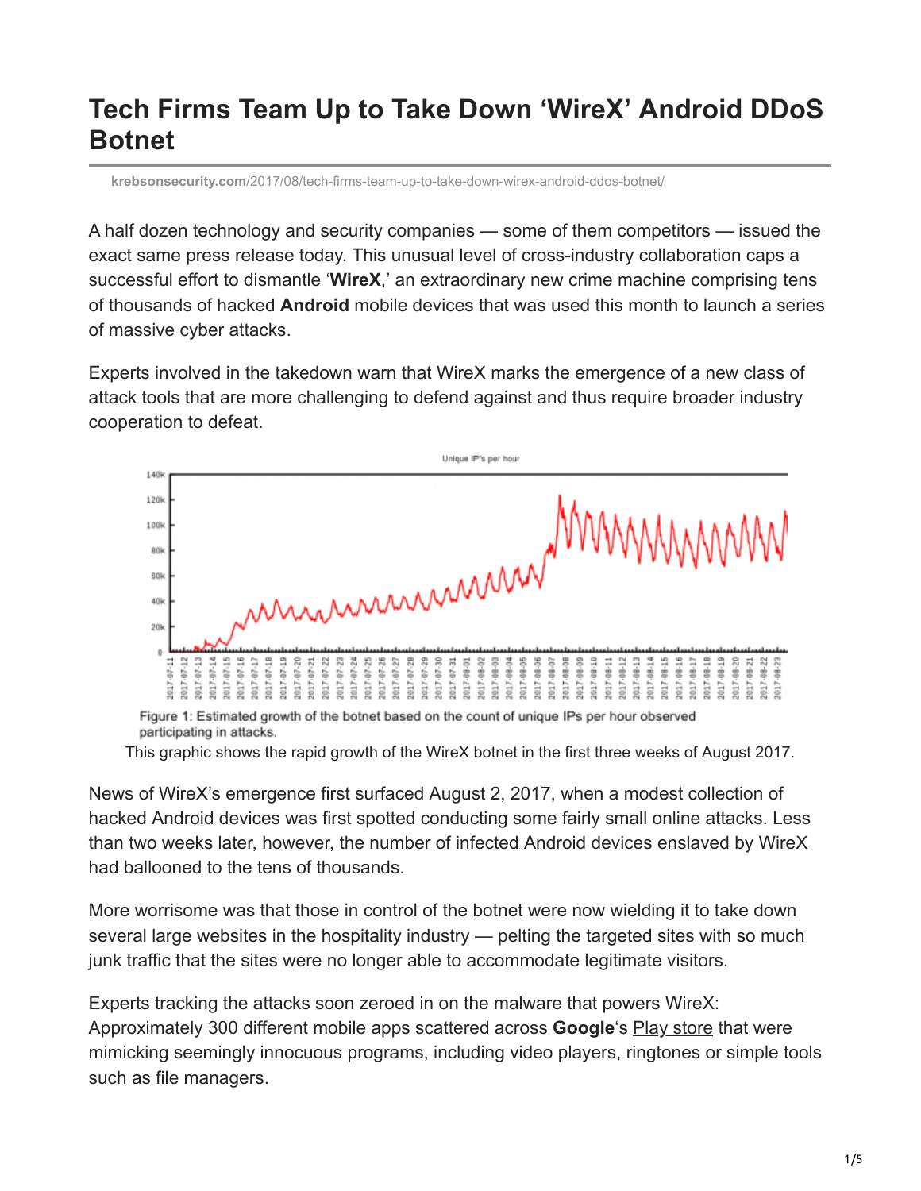# Tech Firms Team Up to Take Down 'WireX' Android DDoS Botnet

krebsonsecurity.com/2017/08/tech-firms-team-up-to-take-down-wirex-android-ddos-botnet/

A half dozen technology and security companies — some of them competitors — issued the exact same press release today. This unusual level of cross-industry collaboration caps a successful effort to dismantle '**WireX**,' an extraordinary new crime machine comprising tens of thousands of hacked **Android** mobile devices that was used this month to launch a series of massive cyber attacks.

Experts involved in the takedown warn that WireX marks the emergence of a new class of attack tools that are more challenging to defend against and thus require broader industry cooperation to defeat.

Figure 1: Estimated growth of the botnet based on the count of unique IPs per hour observed participating in attacks.

This graphic shows the rapid growth of the WireX botnet in the first three weeks of August 2017.

News of WireX's emergence first surfaced August 2, 2017, when a modest collection of hacked Android devices was first spotted conducting some fairly small online attacks. Less than two weeks later, however, the number of infected Android devices enslaved by WireX had ballooned to the tens of thousands.

More worrisome was that those in control of the botnet were now wielding it to take down several large websites in the hospitality industry — pelting the targeted sites with so much junk traffic that the sites were no longer able to accommodate legitimate visitors.

Experts tracking the attacks soon zeroed in on the malware that powers WireX: Approximately 300 different mobile apps scattered across **Google**'s Play store that were mimicking seemingly innocuous programs, including video players, ringtones or simple tools such as file managers.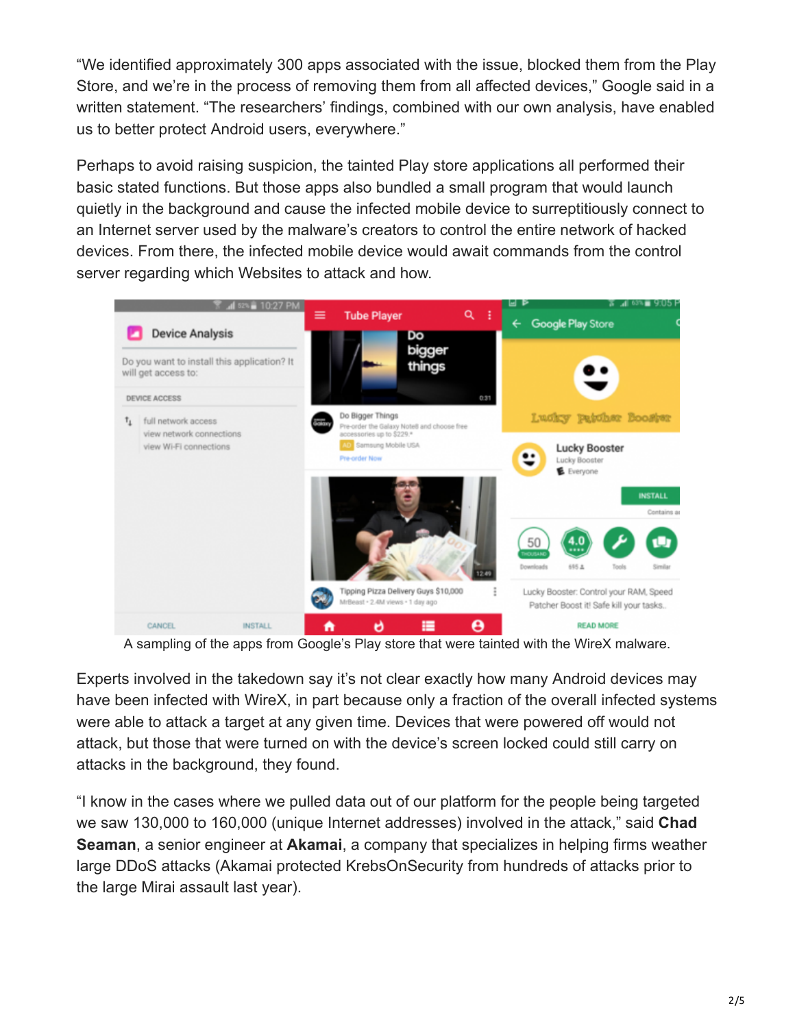"We identified approximately 300 apps associated with the issue, blocked them from the Play Store, and we're in the process of removing them from all affected devices," Google said in a written statement. "The researchers' findings, combined with our own analysis, have enabled us to better protect Android users, everywhere."

Perhaps to avoid raising suspicion, the tainted Play store applications all performed their basic stated functions. But those apps also bundled a small program that would launch quietly in the background and cause the infected mobile device to surreptitiously connect to an Internet server used by the malware's creators to control the entire network of hacked devices. From there, the infected mobile device would await commands from the control server regarding which Websites to attack and how.

A sampling of the apps from Google's Play store that were tainted with the WireX malware.

Experts involved in the takedown say it's not clear exactly how many Android devices may have been infected with WireX, in part because only a fraction of the overall infected systems were able to attack a target at any given time. Devices that were powered off would not attack, but those that were turned on with the device's screen locked could still carry on attacks in the background, they found.

"I know in the cases where we pulled data out of our platform for the people being targeted we saw 130,000 to 160,000 (unique Internet addresses) involved in the attack," said **Chad Seaman**, a senior engineer at **Akamai**, a company that specializes in helping firms weather large DDoS attacks (Akamai protected KrebsOnSecurity from hundreds of attacks prior to the large Mirai assault last year).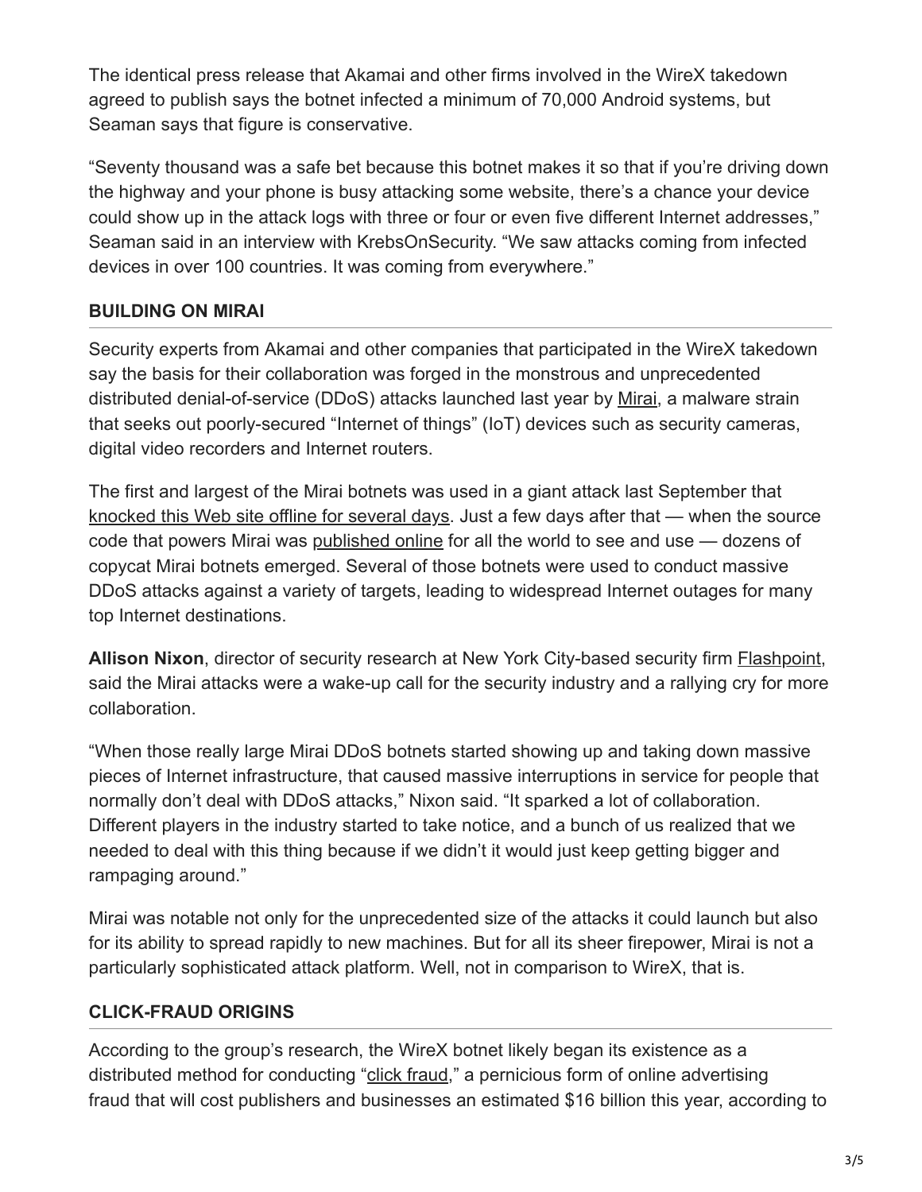The identical press release that Akamai and other firms involved in the WireX takedown agreed to publish says the botnet infected a minimum of 70,000 Android systems, but Seaman says that figure is conservative.

“Seventy thousand was a safe bet because this botnet makes it so that if you’re driving down the highway and your phone is busy attacking some website, there’s a chance your device could show up in the attack logs with three or four or even five different Internet addresses,” Seaman said in an interview with KrebsOnSecurity. “We saw attacks coming from infected devices in over 100 countries. It was coming from everywhere.”

### BUILDING ON MIRAI

Security experts from Akamai and other companies that participated in the WireX takedown say the basis for their collaboration was forged in the monstrous and unprecedented distributed denial-of-service (DDoS) attacks launched last year by Mirai, a malware strain that seeks out poorly-secured “Internet of things” (IoT) devices such as security cameras, digital video recorders and Internet routers.

The first and largest of the Mirai botnets was used in a giant attack last September that knocked this Web site offline for several days. Just a few days after that — when the source code that powers Mirai was published online for all the world to see and use — dozens of copycat Mirai botnets emerged. Several of those botnets were used to conduct massive DDoS attacks against a variety of targets, leading to widespread Internet outages for many top Internet destinations.

**Allison Nixon**, director of security research at New York City-based security firm Flashpoint, said the Mirai attacks were a wake-up call for the security industry and a rallying cry for more collaboration.

“When those really large Mirai DDoS botnets started showing up and taking down massive pieces of Internet infrastructure, that caused massive interruptions in service for people that normally don’t deal with DDoS attacks,” Nixon said. “It sparked a lot of collaboration. Different players in the industry started to take notice, and a bunch of us realized that we needed to deal with this thing because if we didn’t it would just keep getting bigger and rampaging around.”

Mirai was notable not only for the unprecedented size of the attacks it could launch but also for its ability to spread rapidly to new machines. But for all its sheer firepower, Mirai is not a particularly sophisticated attack platform. Well, not in comparison to WireX, that is.

### CLICK-FRAUD ORIGINS

According to the group’s research, the WireX botnet likely began its existence as a distributed method for conducting “click fraud,” a pernicious form of online advertising fraud that will cost publishers and businesses an estimated $16 billion this year, according to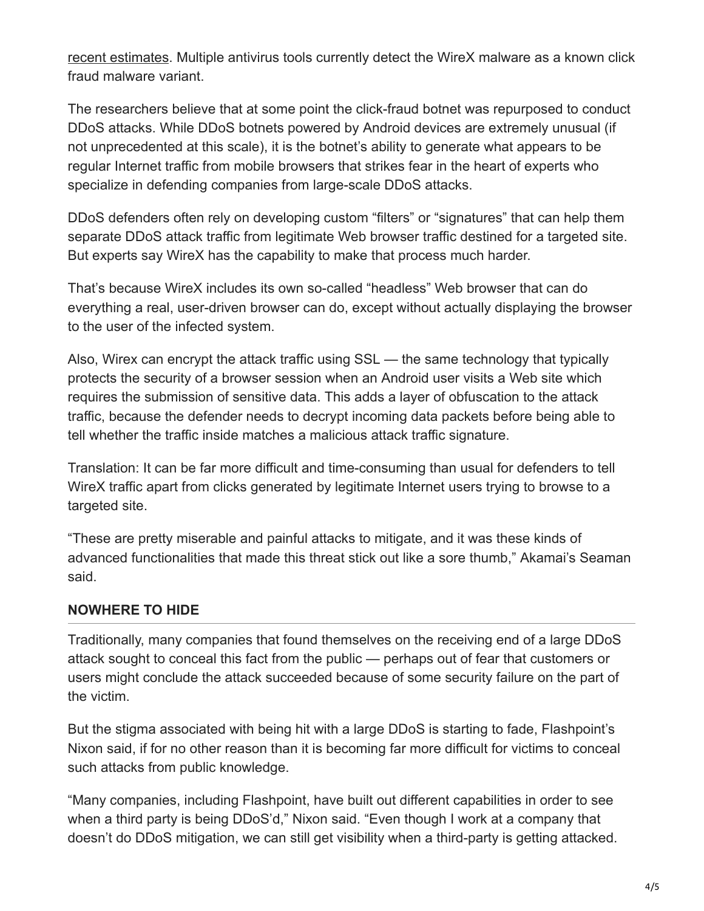recent estimates. Multiple antivirus tools currently detect the WireX malware as a known click fraud malware variant.

The researchers believe that at some point the click-fraud botnet was repurposed to conduct DDoS attacks. While DDoS botnets powered by Android devices are extremely unusual (if not unprecedented at this scale), it is the botnet's ability to generate what appears to be regular Internet traffic from mobile browsers that strikes fear in the heart of experts who specialize in defending companies from large-scale DDoS attacks.

DDoS defenders often rely on developing custom "filters" or "signatures" that can help them separate DDoS attack traffic from legitimate Web browser traffic destined for a targeted site. But experts say WireX has the capability to make that process much harder.

That's because WireX includes its own so-called "headless" Web browser that can do everything a real, user-driven browser can do, except without actually displaying the browser to the user of the infected system.

Also, Wirex can encrypt the attack traffic using SSL — the same technology that typically protects the security of a browser session when an Android user visits a Web site which requires the submission of sensitive data. This adds a layer of obfuscation to the attack traffic, because the defender needs to decrypt incoming data packets before being able to tell whether the traffic inside matches a malicious attack traffic signature.

Translation: It can be far more difficult and time-consuming than usual for defenders to tell WireX traffic apart from clicks generated by legitimate Internet users trying to browse to a targeted site.

"These are pretty miserable and painful attacks to mitigate, and it was these kinds of advanced functionalities that made this threat stick out like a sore thumb," Akamai's Seaman said.

## NOWHERE TO HIDE

Traditionally, many companies that found themselves on the receiving end of a large DDoS attack sought to conceal this fact from the public — perhaps out of fear that customers or users might conclude the attack succeeded because of some security failure on the part of the victim.

But the stigma associated with being hit with a large DDoS is starting to fade, Flashpoint's Nixon said, if for no other reason than it is becoming far more difficult for victims to conceal such attacks from public knowledge.

"Many companies, including Flashpoint, have built out different capabilities in order to see when a third party is being DDoS'd," Nixon said. "Even though I work at a company that doesn't do DDoS mitigation, we can still get visibility when a third-party is getting attacked.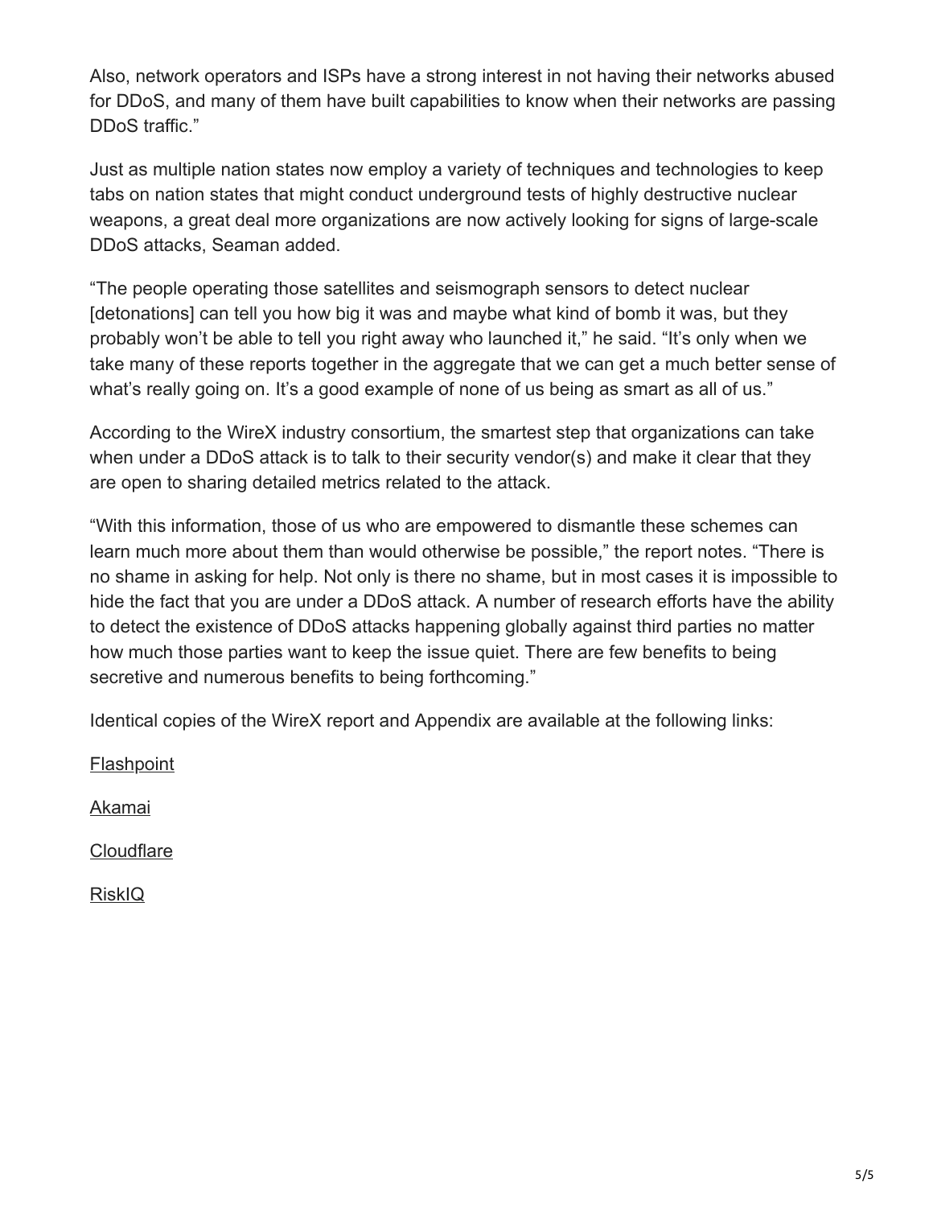Also, network operators and ISPs have a strong interest in not having their networks abused for DDoS, and many of them have built capabilities to know when their networks are passing DDoS traffic."

Just as multiple nation states now employ a variety of techniques and technologies to keep tabs on nation states that might conduct underground tests of highly destructive nuclear weapons, a great deal more organizations are now actively looking for signs of large-scale DDoS attacks, Seaman added.

"The people operating those satellites and seismograph sensors to detect nuclear [detonations] can tell you how big it was and maybe what kind of bomb it was, but they probably won't be able to tell you right away who launched it," he said. "It's only when we take many of these reports together in the aggregate that we can get a much better sense of what's really going on. It's a good example of none of us being as smart as all of us."

According to the WireX industry consortium, the smartest step that organizations can take when under a DDoS attack is to talk to their security vendor(s) and make it clear that they are open to sharing detailed metrics related to the attack.

"With this information, those of us who are empowered to dismantle these schemes can learn much more about them than would otherwise be possible," the report notes. "There is no shame in asking for help. Not only is there no shame, but in most cases it is impossible to hide the fact that you are under a DDoS attack. A number of research efforts have the ability to detect the existence of DDoS attacks happening globally against third parties no matter how much those parties want to keep the issue quiet. There are few benefits to being secretive and numerous benefits to being forthcoming."

Identical copies of the WireX report and Appendix are available at the following links:

Flashpoint

Akamai

Cloudflare

RiskIQ